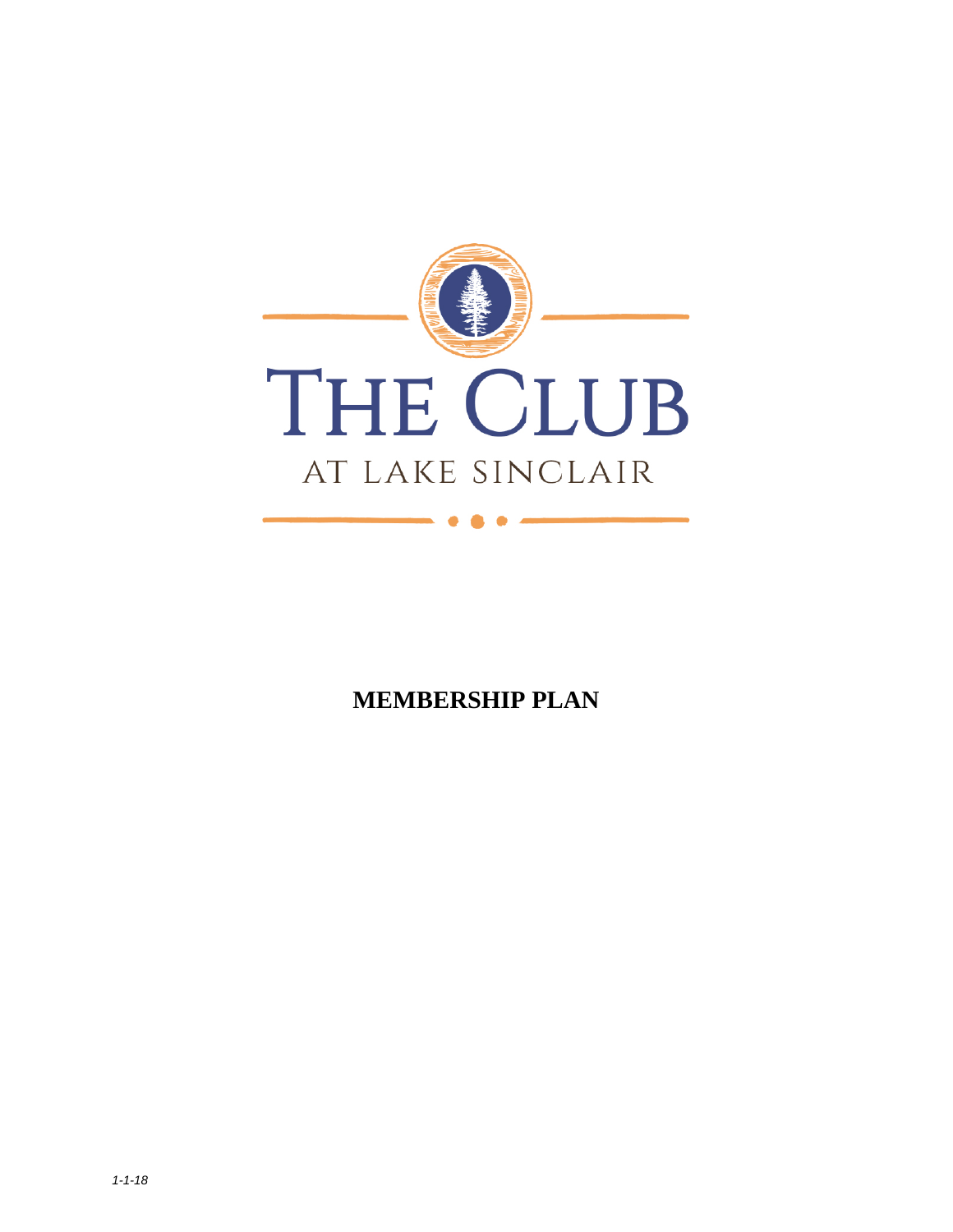# THE CLUB

AT LAKE SINCLAIR

**MEMBERSHIP PLAN**

*1-1-18*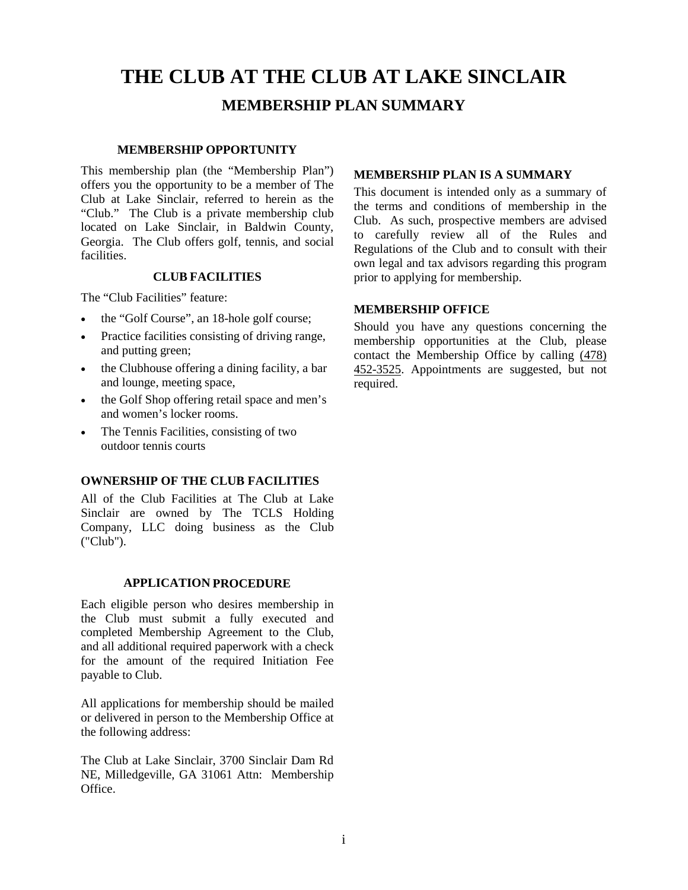# THE CLUB AT THE CLUB AT LAKE SINCLAIR

## MEMBERSHIP PLAN SUMMARY

### MEMBERSHIP OPPORTUNITY

This membership plan (the "Membership Plan") offers you the opportunity to be a member of The Club at Lake Sinclair, referred to herein as the "Club." The Club is a private membership club located on Lake Sinclair, in Baldwin County, Georgia. The Club offers golf, tennis, and social facilities.

### CLUB FACILITIES

The "Club Facilities" feature:

- the "Golf Course", an 18-hole golf course;
- Practice facilities consisting of driving range, and putting green;
- the Clubhouse offering a dining facility, a bar and lounge, meeting space,
- the Golf Shop offering retail space and men's and women's locker rooms.
- The Tennis Facilities, consisting of two outdoor tennis courts

### OWNERSHIP OF THE CLUB FACILITIES

All of the Club Facilities at The Club at Lake Sinclair are owned by The TCLS Holding Company, LLC doing business as the Club ("Club").

### APPLICATION PROCEDURE

Each eligible person who desires membership in the Club must submit a fully executed and completed Membership Agreement to the Club, and all additional required paperwork with a check for the amount of the required Initiation Fee payable to Club.

All applications for membership should be mailed or delivered in person to the Membership Office at the following address:

The Club at Lake Sinclair, 3700 Sinclair Dam Rd NE, Milledgeville, GA 31061 Attn: Membership Office.

### MEMBERSHIP PLAN IS A SUMMARY

This document is intended only as a summary of the terms and conditions of membership in the Club. As such, prospective members are advised to carefully review all of the Rules and Regulations of the Club and to consult with their own legal and tax advisors regarding this program prior to applying for membership.

### MEMBERSHIP OFFICE

Should you have any questions concerning the membership opportunities at the Club, please contact the Membership Office by calling (478) 452-3525. Appointments are suggested, but not required.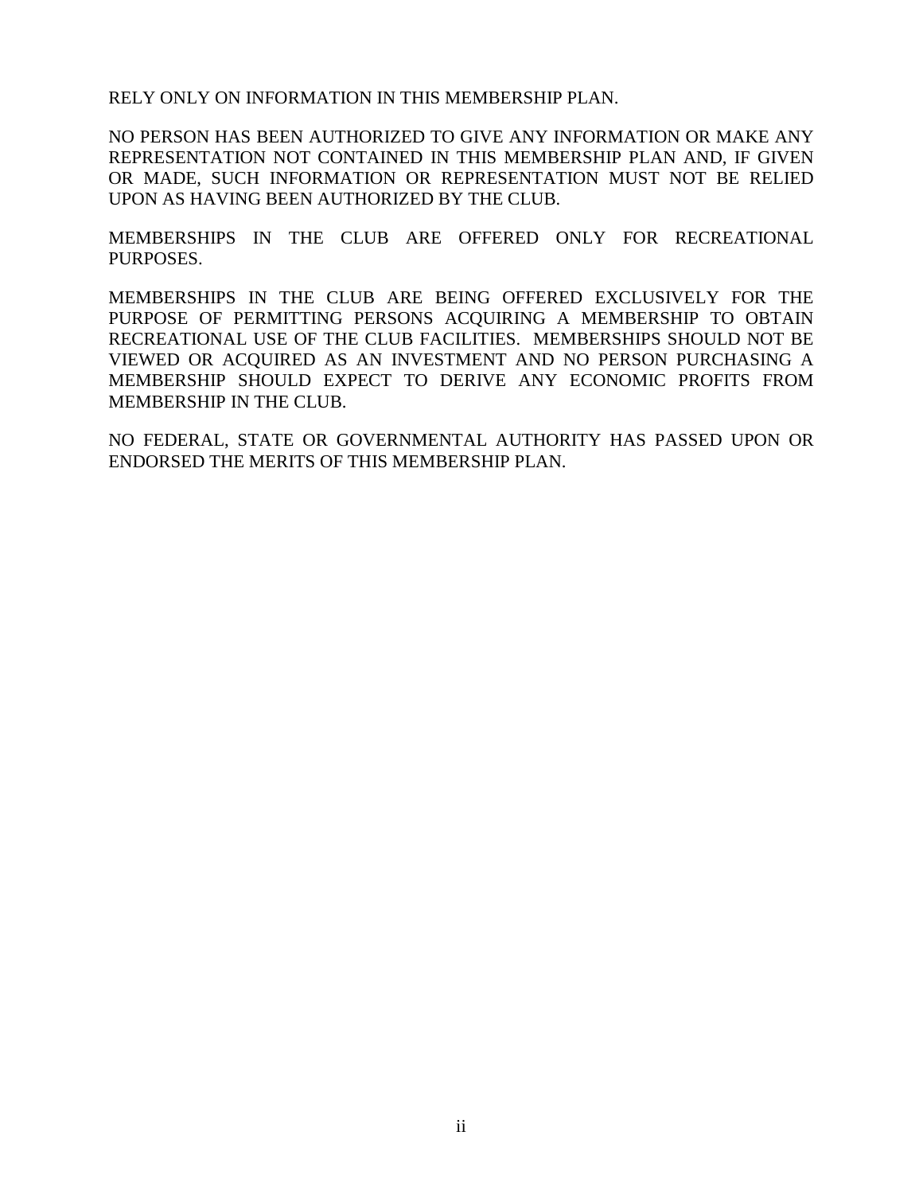RELY ONLY ON INFORMATION IN THIS MEMBERSHIP PLAN.

NO PERSON HAS BEEN AUTHORIZED TO GIVE ANY INFORMATION OR MAKE ANY REPRESENTATION NOT CONTAINED IN THIS MEMBERSHIP PLAN AND, IF GIVEN OR MADE, SUCH INFORMATION OR REPRESENTATION MUST NOT BE RELIED UPON AS HAVING BEEN AUTHORIZED BY THE CLUB.

MEMBERSHIPS IN THE CLUB ARE OFFERED ONLY FOR RECREATIONAL PURPOSES.

MEMBERSHIPS IN THE CLUB ARE BEING OFFERED EXCLUSIVELY FOR THE PURPOSE OF PERMITTING PERSONS ACQUIRING A MEMBERSHIP TO OBTAIN RECREATIONAL USE OF THE CLUB FACILITIES. MEMBERSHIPS SHOULD NOT BE VIEWED OR ACQUIRED AS AN INVESTMENT AND NO PERSON PURCHASING A MEMBERSHIP SHOULD EXPECT TO DERIVE ANY ECONOMIC PROFITS FROM MEMBERSHIP IN THE CLUB.

NO FEDERAL, STATE OR GOVERNMENTAL AUTHORITY HAS PASSED UPON OR ENDORSED THE MERITS OF THIS MEMBERSHIP PLAN.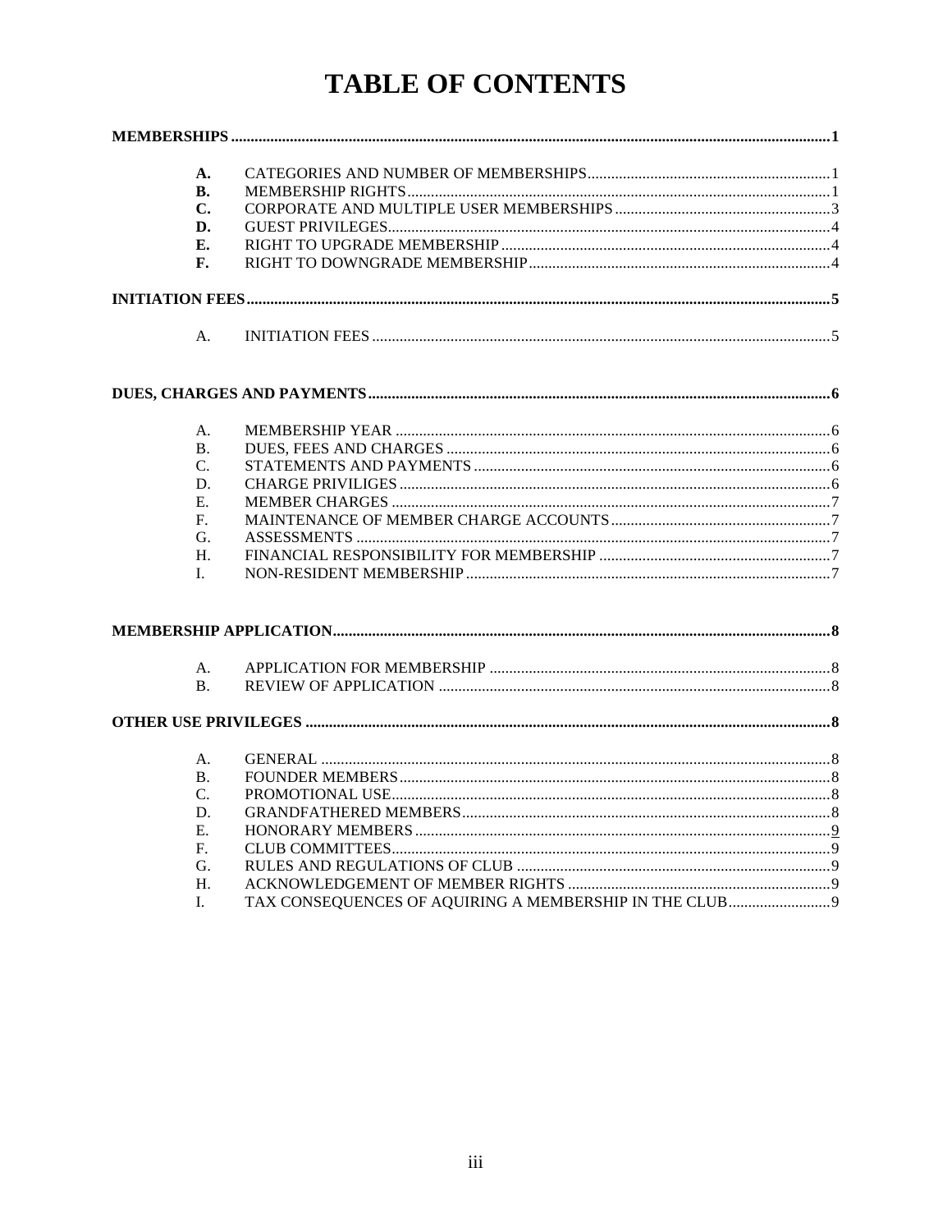# TABLE OF CONTENTS

**MEMBERSHIPS** .......... **1**

- **A.** CATEGORIES AND NUMBER OF MEMBERSHIPS .......... 1
- **B.** MEMBERSHIP RIGHTS .......... 1
- **C.** CORPORATE AND MULTIPLE USER MEMBERSHIPS .......... 3
- **D.** GUEST PRIVILEGES .......... 4
- **E.** RIGHT TO UPGRADE MEMBERSHIP .......... 4
- **F.** RIGHT TO DOWNGRADE MEMBERSHIP .......... 4

**INITIATION FEES** .......... **5**

- A. INITIATION FEES .......... 5

**DUES, CHARGES AND PAYMENTS** .......... **6**

- A. MEMBERSHIP YEAR .......... 6
- B. DUES, FEES AND CHARGES .......... 6
- C. STATEMENTS AND PAYMENTS .......... 6
- D. CHARGE PRIVILIGES .......... 6
- E. MEMBER CHARGES .......... 7
- F. MAINTENANCE OF MEMBER CHARGE ACCOUNTS .......... 7
- G. ASSESSMENTS .......... 7
- H. FINANCIAL RESPONSIBILITY FOR MEMBERSHIP .......... 7
- I. NON-RESIDENT MEMBERSHIP .......... 7

**MEMBERSHIP APPLICATION** .......... **8**

- A. APPLICATION FOR MEMBERSHIP .......... 8
- B. REVIEW OF APPLICATION .......... 8

**OTHER USE PRIVILEGES** .......... **8**

- A. GENERAL .......... 8
- B. FOUNDER MEMBERS .......... 8
- C. PROMOTIONAL USE .......... 8
- D. GRANDFATHERED MEMBERS .......... 8
- E. HONORARY MEMBERS .......... 9
- F. CLUB COMMITTEES .......... 9
- G. RULES AND REGULATIONS OF CLUB .......... 9
- H. ACKNOWLEDGEMENT OF MEMBER RIGHTS .......... 9
- I. TAX CONSEQUENCES OF AQUIRING A MEMBERSHIP IN THE CLUB .......... 9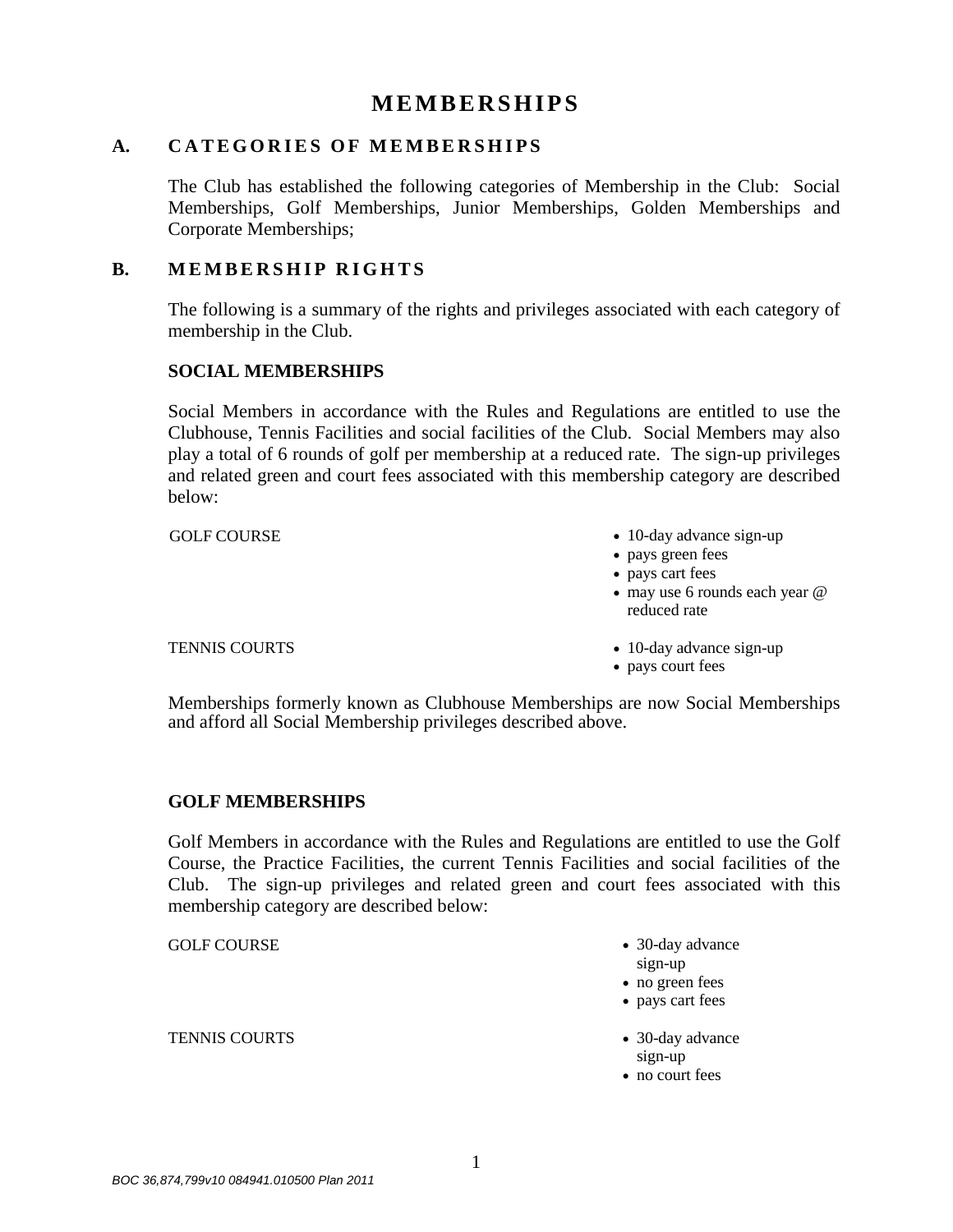# MEMBERSHIPS

## A. CATEGORIES OF MEMBERSHIPS

The Club has established the following categories of Membership in the Club: Social Memberships, Golf Memberships, Junior Memberships, Golden Memberships and Corporate Memberships;

## B. MEMBERSHIP RIGHTS

The following is a summary of the rights and privileges associated with each category of membership in the Club.

### SOCIAL MEMBERSHIPS

Social Members in accordance with the Rules and Regulations are entitled to use the Clubhouse, Tennis Facilities and social facilities of the Club. Social Members may also play a total of 6 rounds of golf per membership at a reduced rate. The sign-up privileges and related green and court fees associated with this membership category are described below:

GOLF COURSE

- 10-day advance sign-up
- pays green fees
- pays cart fees
- may use 6 rounds each year @ reduced rate

TENNIS COURTS

- 10-day advance sign-up
- pays court fees

Memberships formerly known as Clubhouse Memberships are now Social Memberships and afford all Social Membership privileges described above.

### GOLF MEMBERSHIPS

Golf Members in accordance with the Rules and Regulations are entitled to use the Golf Course, the Practice Facilities, the current Tennis Facilities and social facilities of the Club. The sign-up privileges and related green and court fees associated with this membership category are described below:

GOLF COURSE

- 30-day advance sign-up
- no green fees
- pays cart fees

TENNIS COURTS

- 30-day advance sign-up
- no court fees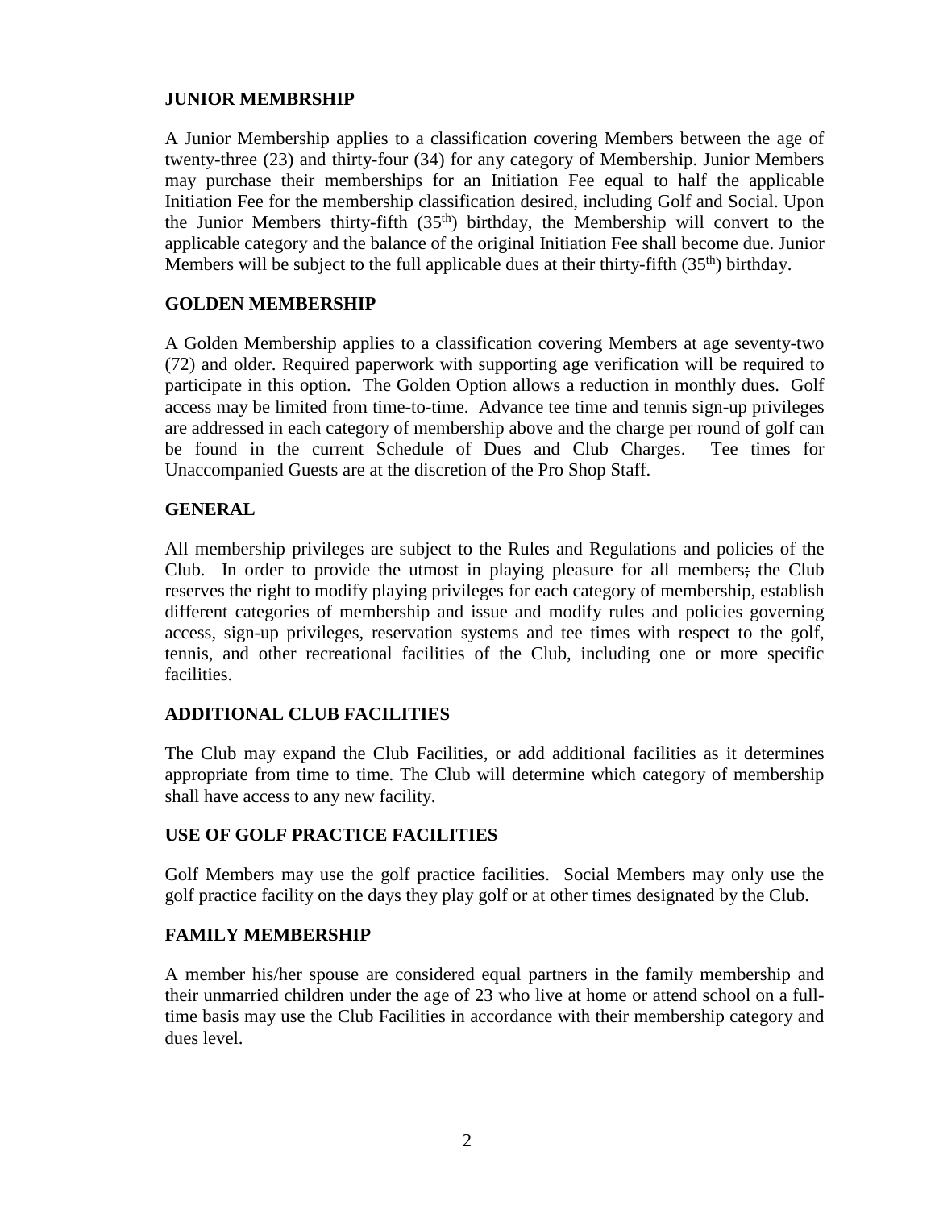## JUNIOR MEMBRSHIP

A Junior Membership applies to a classification covering Members between the age of twenty-three (23) and thirty-four (34) for any category of Membership. Junior Members may purchase their memberships for an Initiation Fee equal to half the applicable Initiation Fee for the membership classification desired, including Golf and Social. Upon the Junior Members thirty-fifth ($35^{th}$) birthday, the Membership will convert to the applicable category and the balance of the original Initiation Fee shall become due. Junior Members will be subject to the full applicable dues at their thirty-fifth ($35^{th}$) birthday.

## GOLDEN MEMBERSHIP

A Golden Membership applies to a classification covering Members at age seventy-two (72) and older. Required paperwork with supporting age verification will be required to participate in this option. The Golden Option allows a reduction in monthly dues. Golf access may be limited from time-to-time. Advance tee time and tennis sign-up privileges are addressed in each category of membership above and the charge per round of golf can be found in the current Schedule of Dues and Club Charges. Tee times for Unaccompanied Guests are at the discretion of the Pro Shop Staff.

## GENERAL

All membership privileges are subject to the Rules and Regulations and policies of the Club. In order to provide the utmost in playing pleasure for all members; the Club reserves the right to modify playing privileges for each category of membership, establish different categories of membership and issue and modify rules and policies governing access, sign-up privileges, reservation systems and tee times with respect to the golf, tennis, and other recreational facilities of the Club, including one or more specific facilities.

## ADDITIONAL CLUB FACILITIES

The Club may expand the Club Facilities, or add additional facilities as it determines appropriate from time to time. The Club will determine which category of membership shall have access to any new facility.

## USE OF GOLF PRACTICE FACILITIES

Golf Members may use the golf practice facilities. Social Members may only use the golf practice facility on the days they play golf or at other times designated by the Club.

## FAMILY MEMBERSHIP

A member his/her spouse are considered equal partners in the family membership and their unmarried children under the age of 23 who live at home or attend school on a full-time basis may use the Club Facilities in accordance with their membership category and dues level.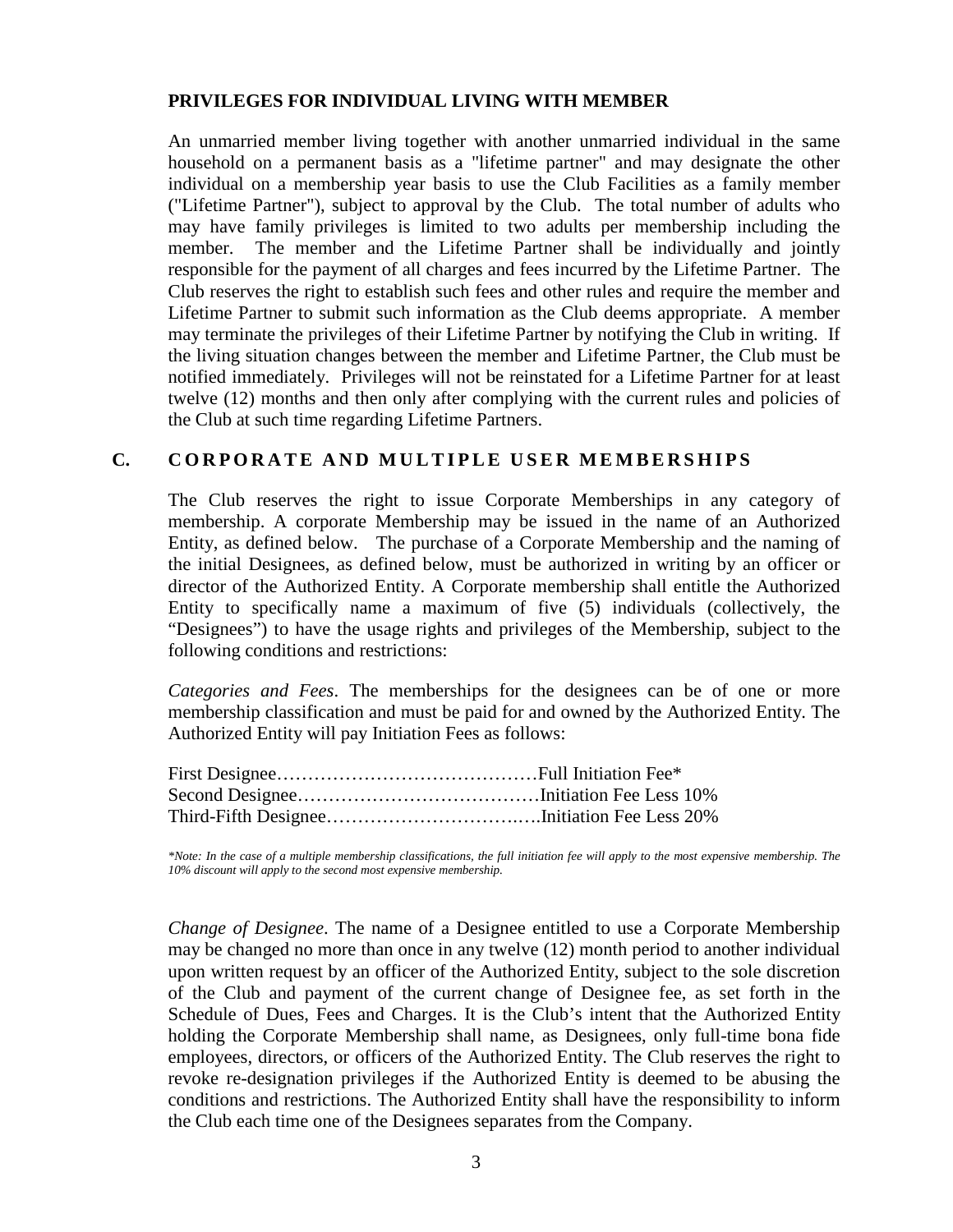**PRIVILEGES FOR INDIVIDUAL LIVING WITH MEMBER**

An unmarried member living together with another unmarried individual in the same household on a permanent basis as a "lifetime partner" and may designate the other individual on a membership year basis to use the Club Facilities as a family member ("Lifetime Partner"), subject to approval by the Club. The total number of adults who may have family privileges is limited to two adults per membership including the member. The member and the Lifetime Partner shall be individually and jointly responsible for the payment of all charges and fees incurred by the Lifetime Partner. The Club reserves the right to establish such fees and other rules and require the member and Lifetime Partner to submit such information as the Club deems appropriate. A member may terminate the privileges of their Lifetime Partner by notifying the Club in writing. If the living situation changes between the member and Lifetime Partner, the Club must be notified immediately. Privileges will not be reinstated for a Lifetime Partner for at least twelve (12) months and then only after complying with the current rules and policies of the Club at such time regarding Lifetime Partners.

## C. CORPORATE AND MULTIPLE USER MEMBERSHIPS

The Club reserves the right to issue Corporate Memberships in any category of membership. A corporate Membership may be issued in the name of an Authorized Entity, as defined below. The purchase of a Corporate Membership and the naming of the initial Designees, as defined below, must be authorized in writing by an officer or director of the Authorized Entity. A Corporate membership shall entitle the Authorized Entity to specifically name a maximum of five (5) individuals (collectively, the "Designees") to have the usage rights and privileges of the Membership, subject to the following conditions and restrictions:

*Categories and Fees*. The memberships for the designees can be of one or more membership classification and must be paid for and owned by the Authorized Entity. The Authorized Entity will pay Initiation Fees as follows:

First Designee……………………………………Full Initiation Fee*
Second Designee…………………………………Initiation Fee Less 10%
Third-Fifth Designee……………………….…..Initiation Fee Less 20%

*\*Note: In the case of a multiple membership classifications, the full initiation fee will apply to the most expensive membership. The 10% discount will apply to the second most expensive membership.*

*Change of Designee*. The name of a Designee entitled to use a Corporate Membership may be changed no more than once in any twelve (12) month period to another individual upon written request by an officer of the Authorized Entity, subject to the sole discretion of the Club and payment of the current change of Designee fee, as set forth in the Schedule of Dues, Fees and Charges. It is the Club's intent that the Authorized Entity holding the Corporate Membership shall name, as Designees, only full-time bona fide employees, directors, or officers of the Authorized Entity. The Club reserves the right to revoke re-designation privileges if the Authorized Entity is deemed to be abusing the conditions and restrictions. The Authorized Entity shall have the responsibility to inform the Club each time one of the Designees separates from the Company.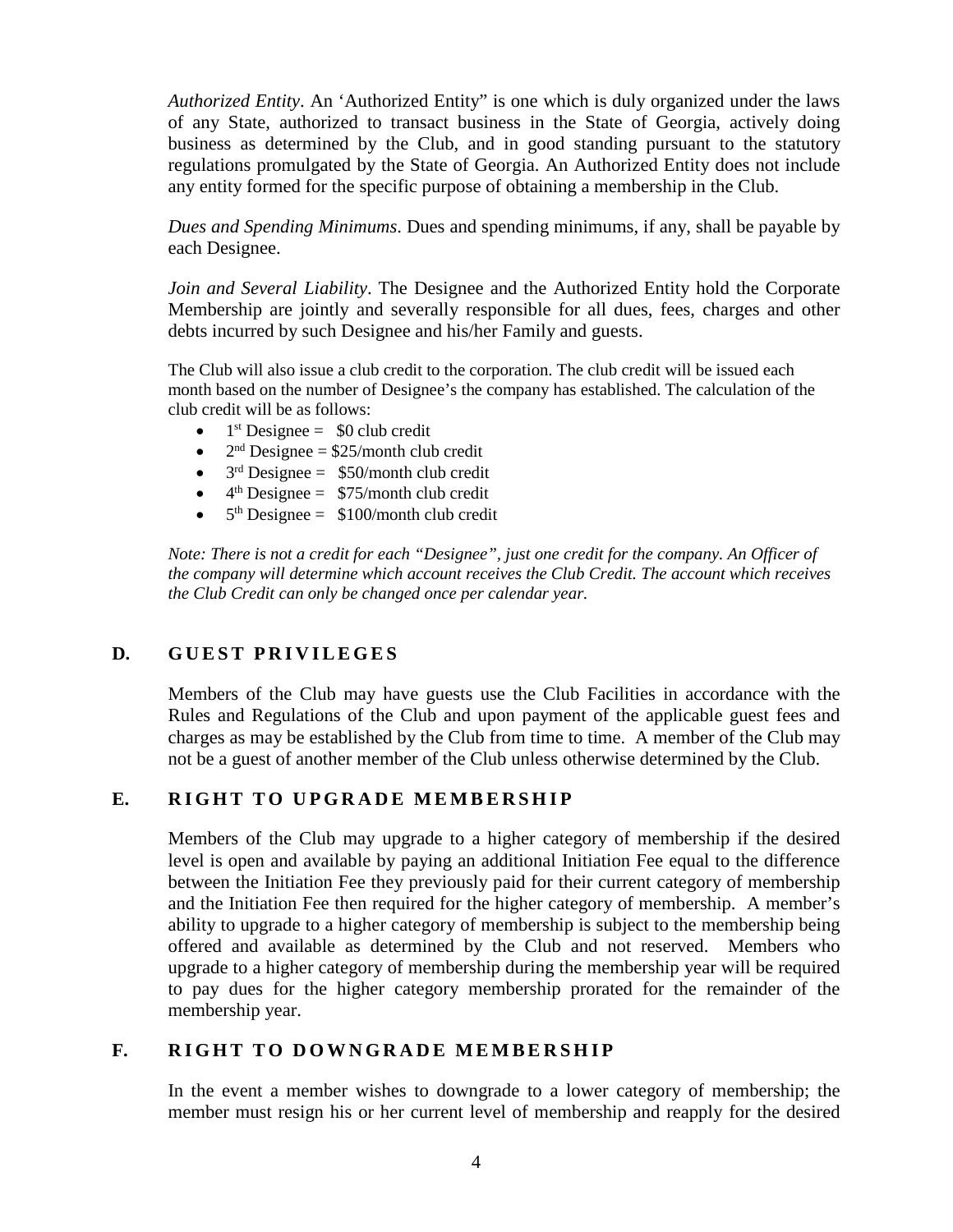*Authorized Entity*. An 'Authorized Entity" is one which is duly organized under the laws of any State, authorized to transact business in the State of Georgia, actively doing business as determined by the Club, and in good standing pursuant to the statutory regulations promulgated by the State of Georgia. An Authorized Entity does not include any entity formed for the specific purpose of obtaining a membership in the Club.

*Dues and Spending Minimums*. Dues and spending minimums, if any, shall be payable by each Designee.

*Join and Several Liability*. The Designee and the Authorized Entity hold the Corporate Membership are jointly and severally responsible for all dues, fees, charges and other debts incurred by such Designee and his/her Family and guests.

The Club will also issue a club credit to the corporation. The club credit will be issued each month based on the number of Designee's the company has established. The calculation of the club credit will be as follows:

- 1st Designee = $0 club credit
- 2nd Designee = $25/month club credit
- 3rd Designee = $50/month club credit
- 4th Designee = $75/month club credit
- 5th Designee = $100/month club credit

*Note: There is not a credit for each "Designee", just one credit for the company. An Officer of the company will determine which account receives the Club Credit. The account which receives the Club Credit can only be changed once per calendar year.*

## D. GUEST PRIVILEGES

Members of the Club may have guests use the Club Facilities in accordance with the Rules and Regulations of the Club and upon payment of the applicable guest fees and charges as may be established by the Club from time to time. A member of the Club may not be a guest of another member of the Club unless otherwise determined by the Club.

## E. RIGHT TO UPGRADE MEMBERSHIP

Members of the Club may upgrade to a higher category of membership if the desired level is open and available by paying an additional Initiation Fee equal to the difference between the Initiation Fee they previously paid for their current category of membership and the Initiation Fee then required for the higher category of membership. A member's ability to upgrade to a higher category of membership is subject to the membership being offered and available as determined by the Club and not reserved. Members who upgrade to a higher category of membership during the membership year will be required to pay dues for the higher category membership prorated for the remainder of the membership year.

## F. RIGHT TO DOWNGRADE MEMBERSHIP

In the event a member wishes to downgrade to a lower category of membership; the member must resign his or her current level of membership and reapply for the desired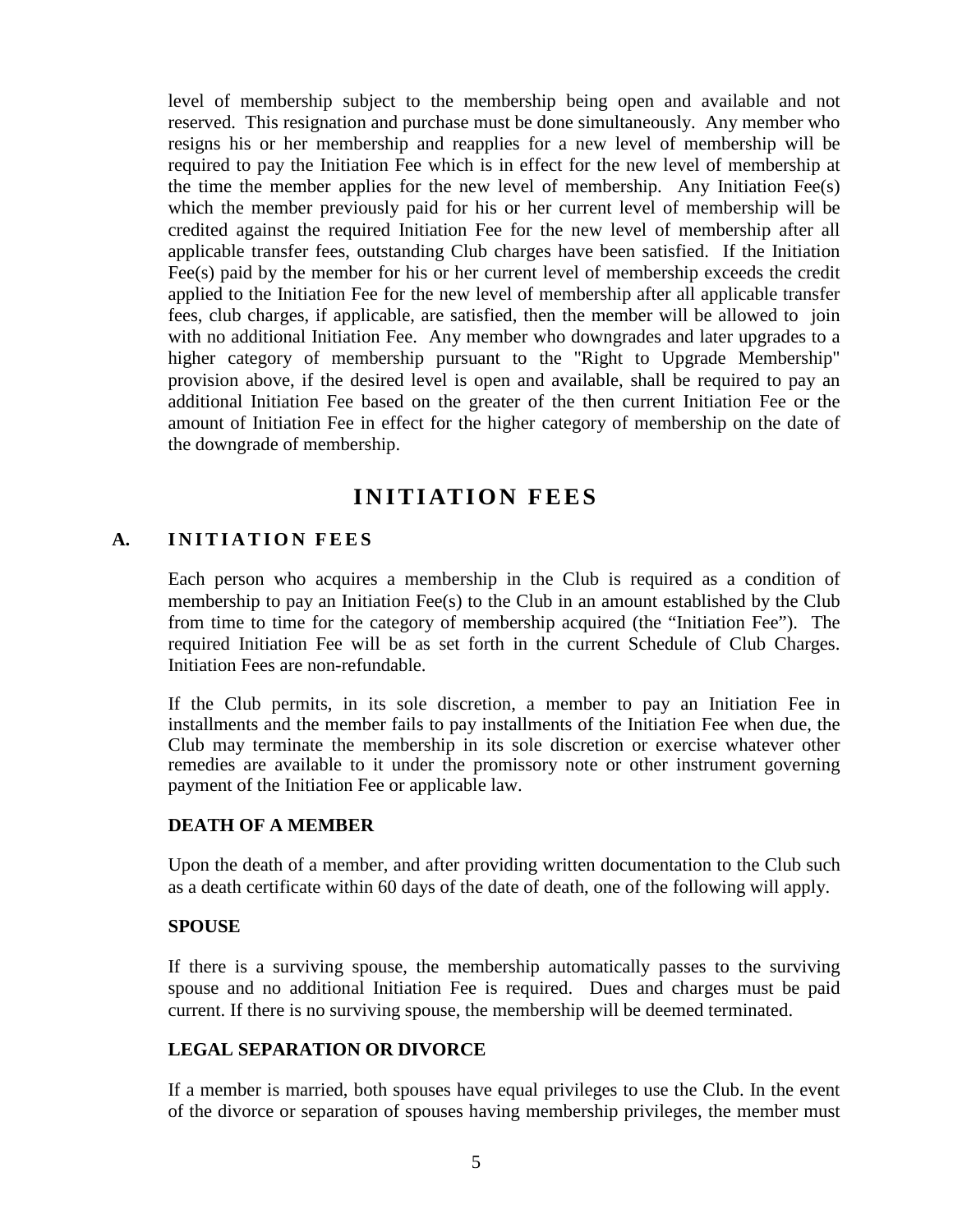level of membership subject to the membership being open and available and not reserved. This resignation and purchase must be done simultaneously. Any member who resigns his or her membership and reapplies for a new level of membership will be required to pay the Initiation Fee which is in effect for the new level of membership at the time the member applies for the new level of membership. Any Initiation Fee(s) which the member previously paid for his or her current level of membership will be credited against the required Initiation Fee for the new level of membership after all applicable transfer fees, outstanding Club charges have been satisfied. If the Initiation Fee(s) paid by the member for his or her current level of membership exceeds the credit applied to the Initiation Fee for the new level of membership after all applicable transfer fees, club charges, if applicable, are satisfied, then the member will be allowed to join with no additional Initiation Fee. Any member who downgrades and later upgrades to a higher category of membership pursuant to the "Right to Upgrade Membership" provision above, if the desired level is open and available, shall be required to pay an additional Initiation Fee based on the greater of the then current Initiation Fee or the amount of Initiation Fee in effect for the higher category of membership on the date of the downgrade of membership.

# INITIATION FEES

## A. INITIATION FEES

Each person who acquires a membership in the Club is required as a condition of membership to pay an Initiation Fee(s) to the Club in an amount established by the Club from time to time for the category of membership acquired (the "Initiation Fee"). The required Initiation Fee will be as set forth in the current Schedule of Club Charges. Initiation Fees are non-refundable.

If the Club permits, in its sole discretion, a member to pay an Initiation Fee in installments and the member fails to pay installments of the Initiation Fee when due, the Club may terminate the membership in its sole discretion or exercise whatever other remedies are available to it under the promissory note or other instrument governing payment of the Initiation Fee or applicable law.

### DEATH OF A MEMBER

Upon the death of a member, and after providing written documentation to the Club such as a death certificate within 60 days of the date of death, one of the following will apply.

### SPOUSE

If there is a surviving spouse, the membership automatically passes to the surviving spouse and no additional Initiation Fee is required. Dues and charges must be paid current. If there is no surviving spouse, the membership will be deemed terminated.

### LEGAL SEPARATION OR DIVORCE

If a member is married, both spouses have equal privileges to use the Club. In the event of the divorce or separation of spouses having membership privileges, the member must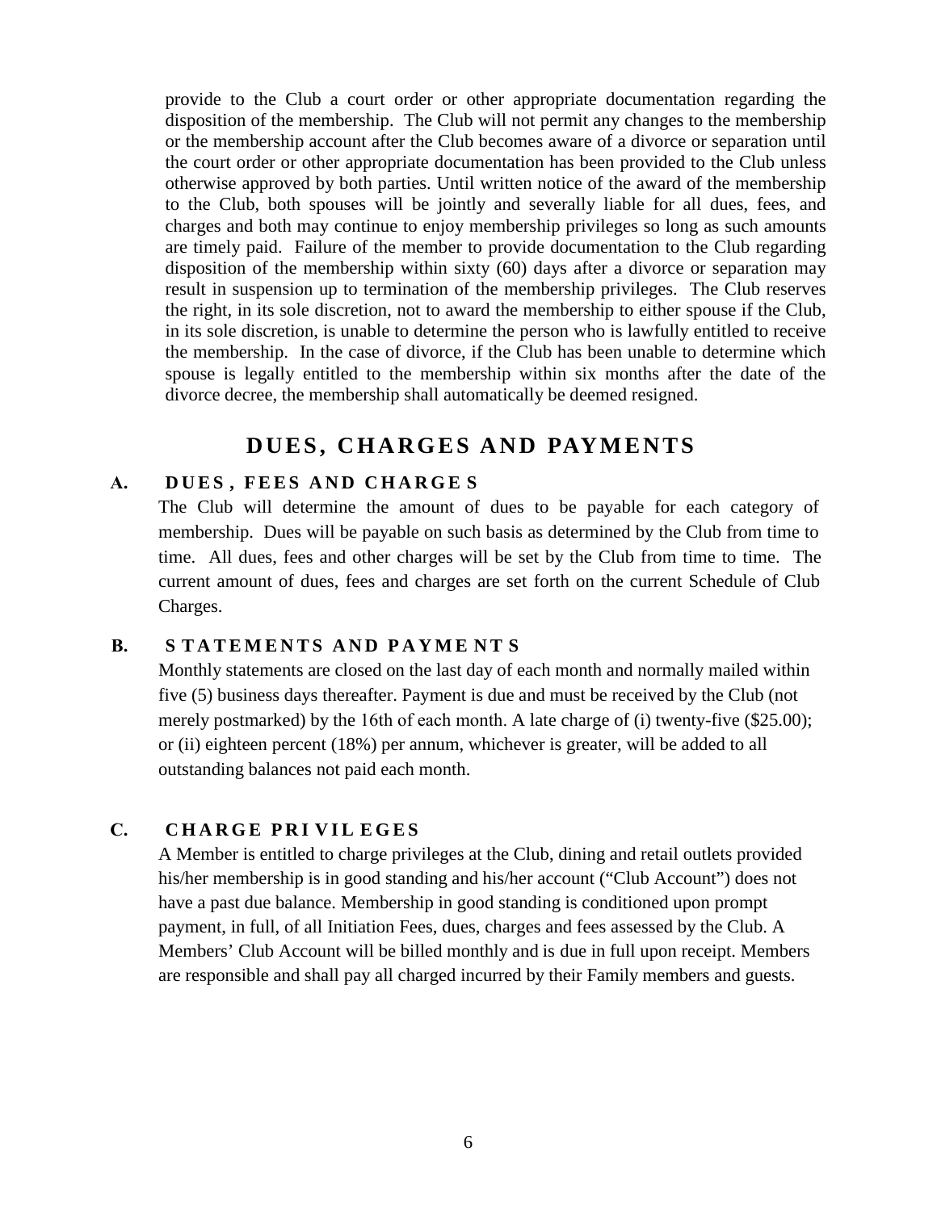provide to the Club a court order or other appropriate documentation regarding the disposition of the membership. The Club will not permit any changes to the membership or the membership account after the Club becomes aware of a divorce or separation until the court order or other appropriate documentation has been provided to the Club unless otherwise approved by both parties. Until written notice of the award of the membership to the Club, both spouses will be jointly and severally liable for all dues, fees, and charges and both may continue to enjoy membership privileges so long as such amounts are timely paid. Failure of the member to provide documentation to the Club regarding disposition of the membership within sixty (60) days after a divorce or separation may result in suspension up to termination of the membership privileges. The Club reserves the right, in its sole discretion, not to award the membership to either spouse if the Club, in its sole discretion, is unable to determine the person who is lawfully entitled to receive the membership. In the case of divorce, if the Club has been unable to determine which spouse is legally entitled to the membership within six months after the date of the divorce decree, the membership shall automatically be deemed resigned.

## DUES, CHARGES AND PAYMENTS

### A. DUES, FEES AND CHARGES

The Club will determine the amount of dues to be payable for each category of membership. Dues will be payable on such basis as determined by the Club from time to time. All dues, fees and other charges will be set by the Club from time to time. The current amount of dues, fees and charges are set forth on the current Schedule of Club Charges.

### B. STATEMENTS AND PAYMENTS

Monthly statements are closed on the last day of each month and normally mailed within five (5) business days thereafter. Payment is due and must be received by the Club (not merely postmarked) by the 16th of each month. A late charge of (i) twenty-five ($25.00); or (ii) eighteen percent (18%) per annum, whichever is greater, will be added to all outstanding balances not paid each month.

### C. CHARGE PRIVILEGES

A Member is entitled to charge privileges at the Club, dining and retail outlets provided his/her membership is in good standing and his/her account ("Club Account") does not have a past due balance. Membership in good standing is conditioned upon prompt payment, in full, of all Initiation Fees, dues, charges and fees assessed by the Club. A Members' Club Account will be billed monthly and is due in full upon receipt. Members are responsible and shall pay all charged incurred by their Family members and guests.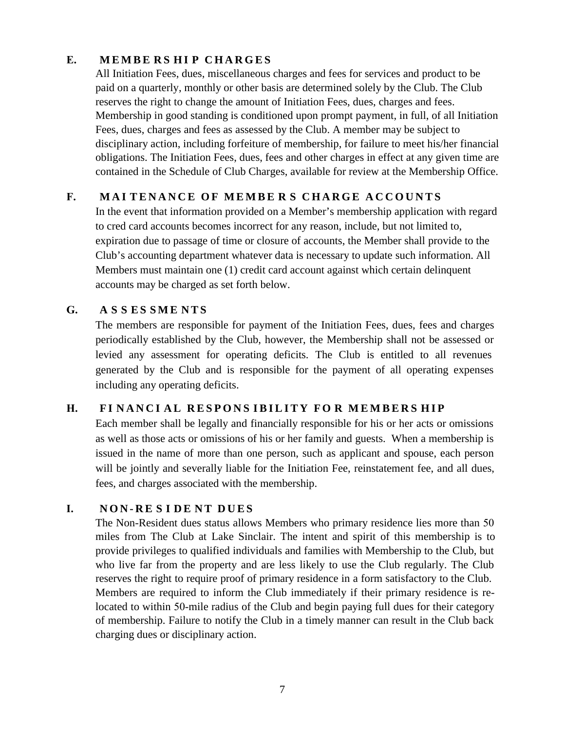### E. MEMBERSHIP CHARGES

All Initiation Fees, dues, miscellaneous charges and fees for services and product to be paid on a quarterly, monthly or other basis are determined solely by the Club. The Club reserves the right to change the amount of Initiation Fees, dues, charges and fees. Membership in good standing is conditioned upon prompt payment, in full, of all Initiation Fees, dues, charges and fees as assessed by the Club. A member may be subject to disciplinary action, including forfeiture of membership, for failure to meet his/her financial obligations. The Initiation Fees, dues, fees and other charges in effect at any given time are contained in the Schedule of Club Charges, available for review at the Membership Office.

### F. MAITENANCE OF MEMBERS CHARGE ACCOUNTS

In the event that information provided on a Member's membership application with regard to cred card accounts becomes incorrect for any reason, include, but not limited to, expiration due to passage of time or closure of accounts, the Member shall provide to the Club's accounting department whatever data is necessary to update such information. All Members must maintain one (1) credit card account against which certain delinquent accounts may be charged as set forth below.

### G. ASSESSMENTS

The members are responsible for payment of the Initiation Fees, dues, fees and charges periodically established by the Club, however, the Membership shall not be assessed or levied any assessment for operating deficits. The Club is entitled to all revenues generated by the Club and is responsible for the payment of all operating expenses including any operating deficits.

### H. FINANCIAL RESPONSIBILITY FOR MEMBERSHIP

Each member shall be legally and financially responsible for his or her acts or omissions as well as those acts or omissions of his or her family and guests. When a membership is issued in the name of more than one person, such as applicant and spouse, each person will be jointly and severally liable for the Initiation Fee, reinstatement fee, and all dues, fees, and charges associated with the membership.

### I. NON-RESIDENT DUES

The Non-Resident dues status allows Members who primary residence lies more than 50 miles from The Club at Lake Sinclair. The intent and spirit of this membership is to provide privileges to qualified individuals and families with Membership to the Club, but who live far from the property and are less likely to use the Club regularly. The Club reserves the right to require proof of primary residence in a form satisfactory to the Club. Members are required to inform the Club immediately if their primary residence is re-located to within 50-mile radius of the Club and begin paying full dues for their category of membership. Failure to notify the Club in a timely manner can result in the Club back charging dues or disciplinary action.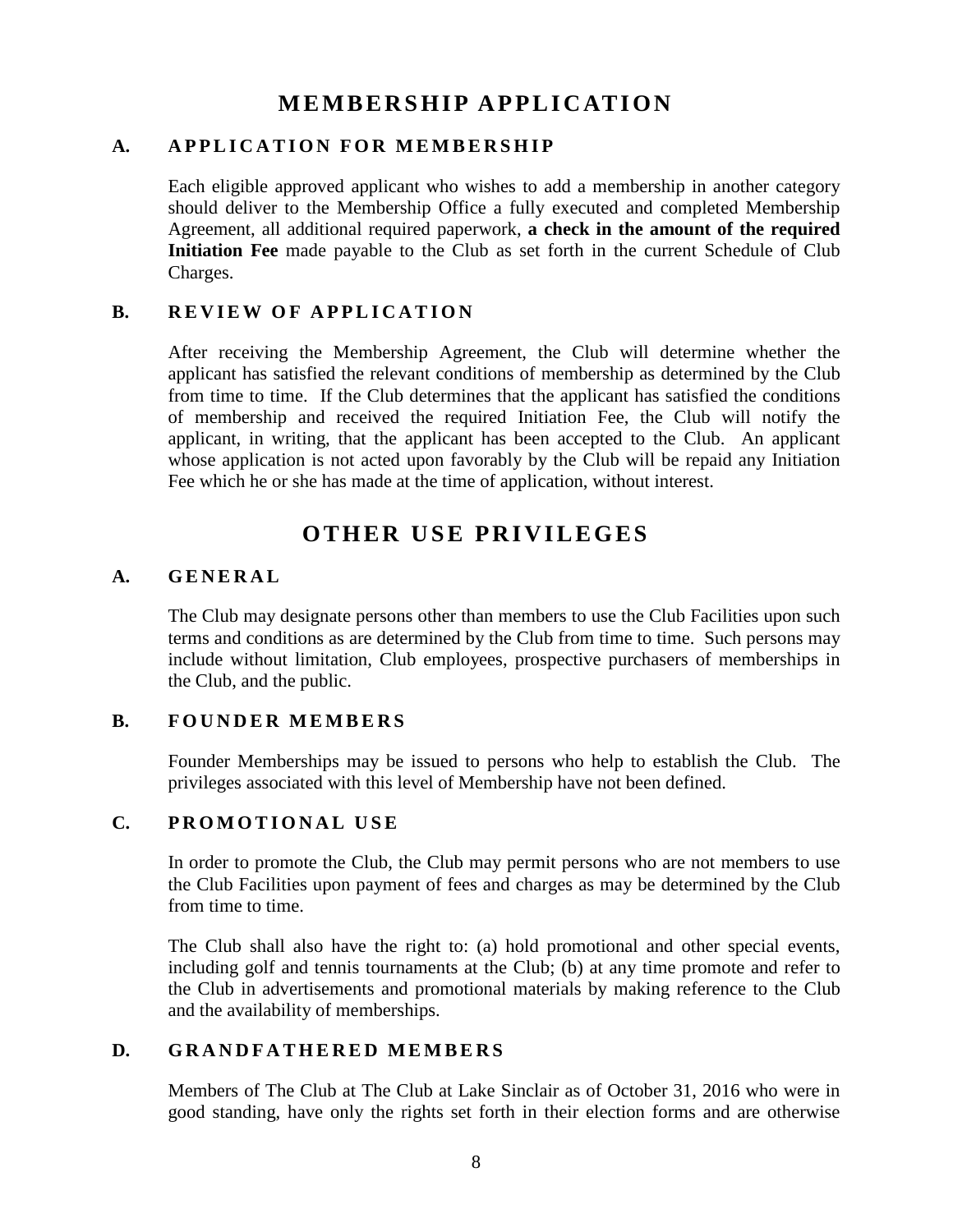# MEMBERSHIP APPLICATION

## A. APPLICATION FOR MEMBERSHIP

Each eligible approved applicant who wishes to add a membership in another category should deliver to the Membership Office a fully executed and completed Membership Agreement, all additional required paperwork, **a check in the amount of the required Initiation Fee** made payable to the Club as set forth in the current Schedule of Club Charges.

## B. REVIEW OF APPLICATION

After receiving the Membership Agreement, the Club will determine whether the applicant has satisfied the relevant conditions of membership as determined by the Club from time to time. If the Club determines that the applicant has satisfied the conditions of membership and received the required Initiation Fee, the Club will notify the applicant, in writing, that the applicant has been accepted to the Club. An applicant whose application is not acted upon favorably by the Club will be repaid any Initiation Fee which he or she has made at the time of application, without interest.

# OTHER USE PRIVILEGES

## A. GENERAL

The Club may designate persons other than members to use the Club Facilities upon such terms and conditions as are determined by the Club from time to time. Such persons may include without limitation, Club employees, prospective purchasers of memberships in the Club, and the public.

## B. FOUNDER MEMBERS

Founder Memberships may be issued to persons who help to establish the Club. The privileges associated with this level of Membership have not been defined.

## C. PROMOTIONAL USE

In order to promote the Club, the Club may permit persons who are not members to use the Club Facilities upon payment of fees and charges as may be determined by the Club from time to time.

The Club shall also have the right to: (a) hold promotional and other special events, including golf and tennis tournaments at the Club; (b) at any time promote and refer to the Club in advertisements and promotional materials by making reference to the Club and the availability of memberships.

## D. GRANDFATHERED MEMBERS

Members of The Club at The Club at Lake Sinclair as of October 31, 2016 who were in good standing, have only the rights set forth in their election forms and are otherwise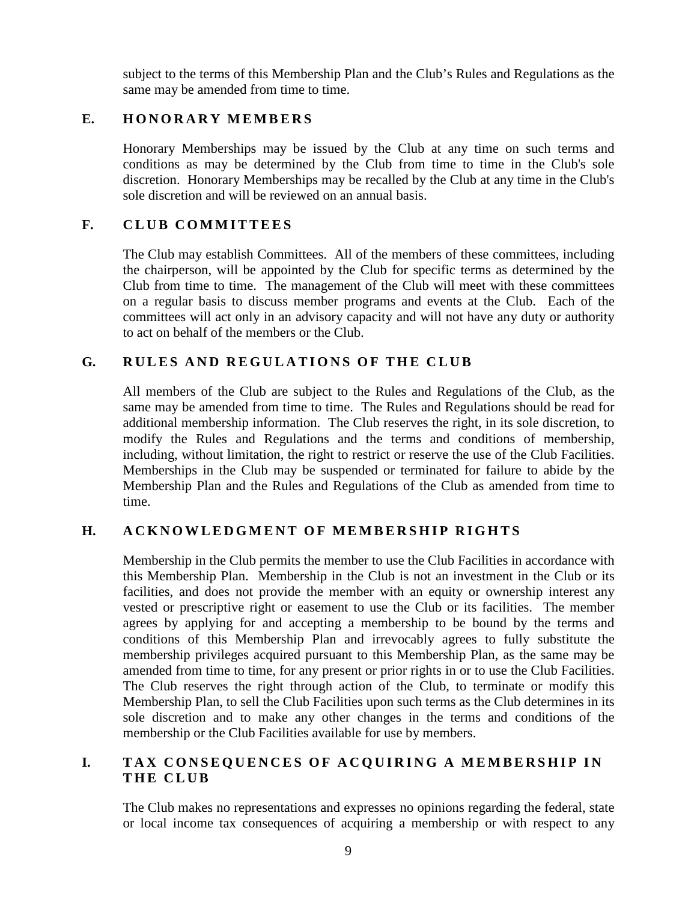subject to the terms of this Membership Plan and the Club's Rules and Regulations as the same may be amended from time to time.

### E. HONORARY MEMBERS

Honorary Memberships may be issued by the Club at any time on such terms and conditions as may be determined by the Club from time to time in the Club's sole discretion. Honorary Memberships may be recalled by the Club at any time in the Club's sole discretion and will be reviewed on an annual basis.

### F. CLUB COMMITTEES

The Club may establish Committees. All of the members of these committees, including the chairperson, will be appointed by the Club for specific terms as determined by the Club from time to time. The management of the Club will meet with these committees on a regular basis to discuss member programs and events at the Club. Each of the committees will act only in an advisory capacity and will not have any duty or authority to act on behalf of the members or the Club.

### G. RULES AND REGULATIONS OF THE CLUB

All members of the Club are subject to the Rules and Regulations of the Club, as the same may be amended from time to time. The Rules and Regulations should be read for additional membership information. The Club reserves the right, in its sole discretion, to modify the Rules and Regulations and the terms and conditions of membership, including, without limitation, the right to restrict or reserve the use of the Club Facilities. Memberships in the Club may be suspended or terminated for failure to abide by the Membership Plan and the Rules and Regulations of the Club as amended from time to time.

### H. ACKNOWLEDGMENT OF MEMBERSHIP RIGHTS

Membership in the Club permits the member to use the Club Facilities in accordance with this Membership Plan. Membership in the Club is not an investment in the Club or its facilities, and does not provide the member with an equity or ownership interest any vested or prescriptive right or easement to use the Club or its facilities. The member agrees by applying for and accepting a membership to be bound by the terms and conditions of this Membership Plan and irrevocably agrees to fully substitute the membership privileges acquired pursuant to this Membership Plan, as the same may be amended from time to time, for any present or prior rights in or to use the Club Facilities. The Club reserves the right through action of the Club, to terminate or modify this Membership Plan, to sell the Club Facilities upon such terms as the Club determines in its sole discretion and to make any other changes in the terms and conditions of the membership or the Club Facilities available for use by members.

### I. TAX CONSEQUENCES OF ACQUIRING A MEMBERSHIP IN THE CLUB

The Club makes no representations and expresses no opinions regarding the federal, state or local income tax consequences of acquiring a membership or with respect to any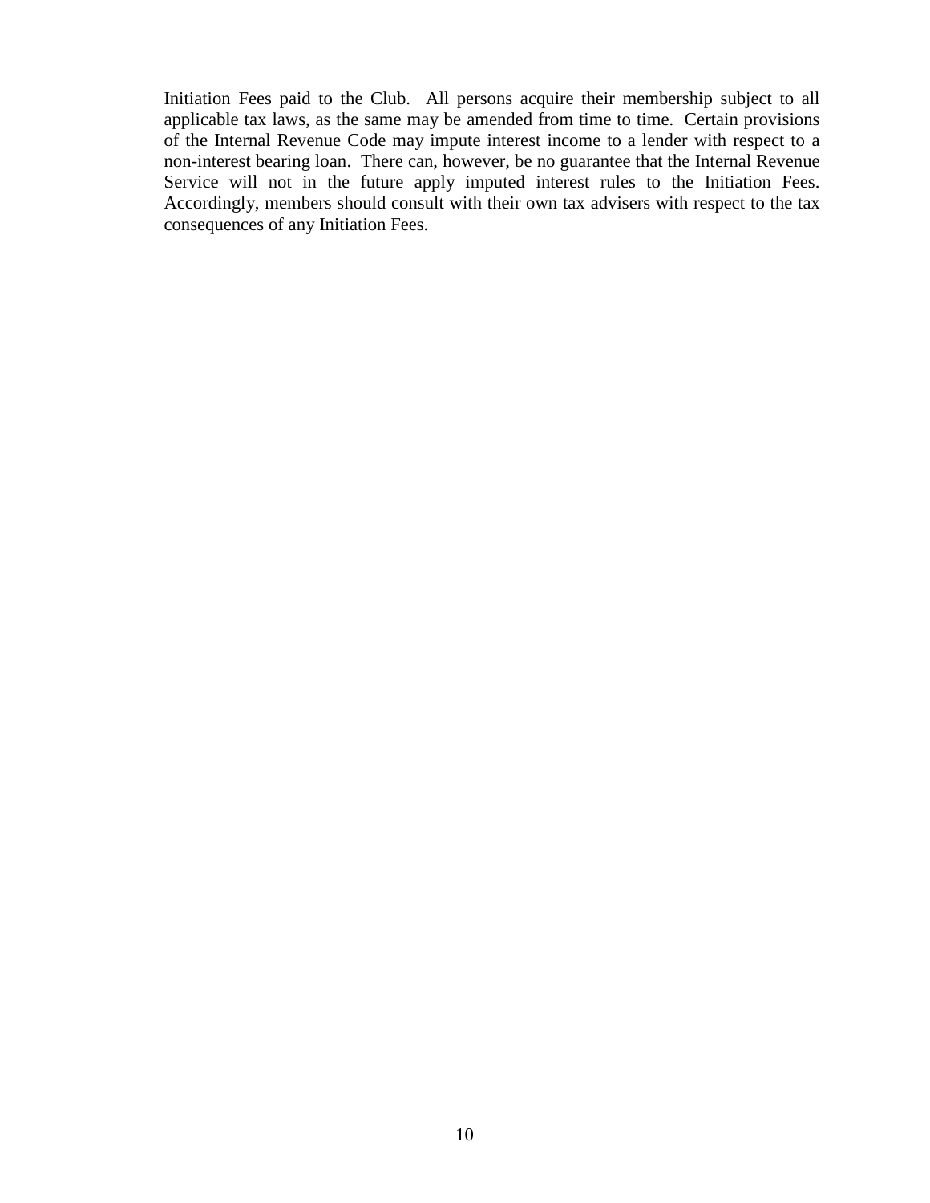Initiation Fees paid to the Club. All persons acquire their membership subject to all applicable tax laws, as the same may be amended from time to time. Certain provisions of the Internal Revenue Code may impute interest income to a lender with respect to a non-interest bearing loan. There can, however, be no guarantee that the Internal Revenue Service will not in the future apply imputed interest rules to the Initiation Fees. Accordingly, members should consult with their own tax advisers with respect to the tax consequences of any Initiation Fees.